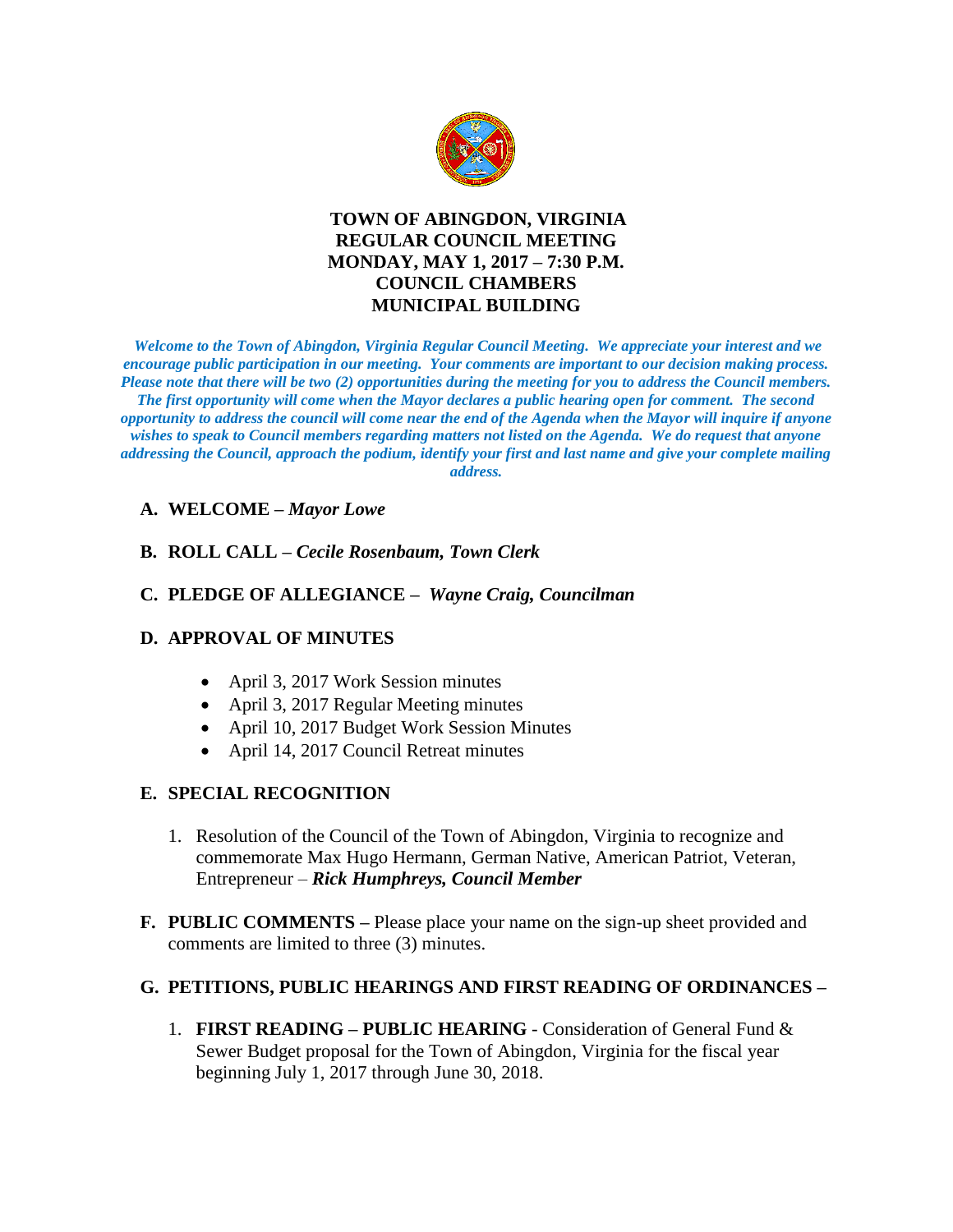# TOWN OF ABINGDON, VIRGINIA
## REGULAR COUNCIL MEETING
## MONDAY, MAY 1, 2017 – 7:30 P.M.
## COUNCIL CHAMBERS
## MUNICIPAL BUILDING

***Welcome to the Town of Abingdon, Virginia Regular Council Meeting. We appreciate your interest and we encourage public participation in our meeting. Your comments are important to our decision making process. Please note that there will be two (2) opportunities during the meeting for you to address the Council members. The first opportunity will come when the Mayor declares a public hearing open for comment. The second opportunity to address the council will come near the end of the Agenda when the Mayor will inquire if anyone wishes to speak to Council members regarding matters not listed on the Agenda. We do request that anyone addressing the Council, approach the podium, identify your first and last name and give your complete mailing address.***

**A. WELCOME –** ***Mayor Lowe***

**B. ROLL CALL –** ***Cecile Rosenbaum, Town Clerk***

**C. PLEDGE OF ALLEGIANCE –** ***Wayne Craig, Councilman***

**D. APPROVAL OF MINUTES**

- April 3, 2017 Work Session minutes
- April 3, 2017 Regular Meeting minutes
- April 10, 2017 Budget Work Session Minutes
- April 14, 2017 Council Retreat minutes

**E. SPECIAL RECOGNITION**

1. Resolution of the Council of the Town of Abingdon, Virginia to recognize and commemorate Max Hugo Hermann, German Native, American Patriot, Veteran, Entrepreneur – ***Rick Humphreys, Council Member***

**F. PUBLIC COMMENTS –** Please place your name on the sign-up sheet provided and comments are limited to three (3) minutes.

**G. PETITIONS, PUBLIC HEARINGS AND FIRST READING OF ORDINANCES –**

1. **FIRST READING – PUBLIC HEARING** - Consideration of General Fund & Sewer Budget proposal for the Town of Abingdon, Virginia for the fiscal year beginning July 1, 2017 through June 30, 2018.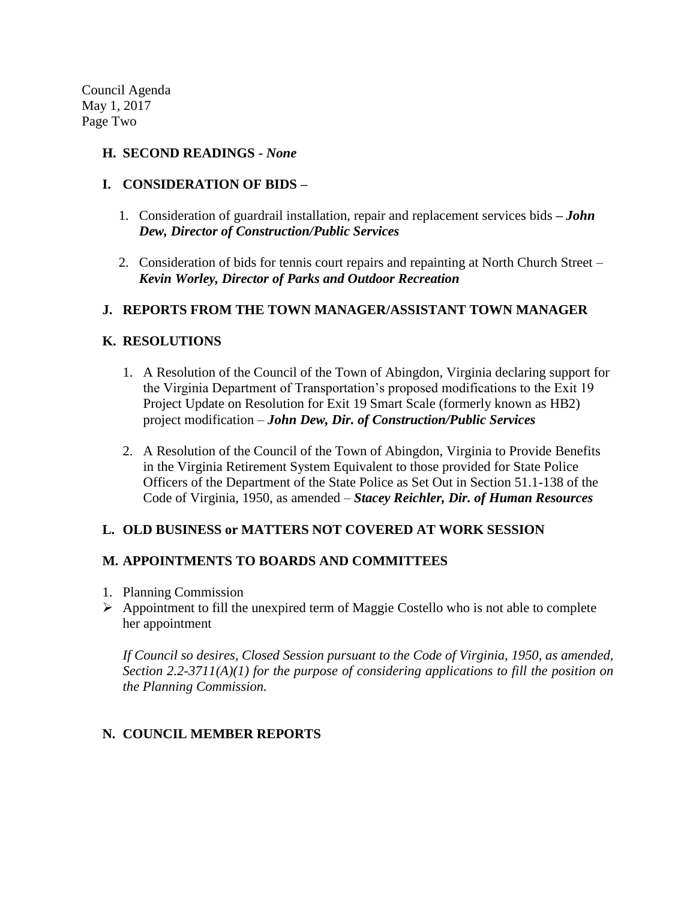Council Agenda
May 1, 2017
Page Two

**H. SECOND READINGS -** ***None***

**I. CONSIDERATION OF BIDS –**

1. Consideration of guardrail installation, repair and replacement services bids **–** ***John Dew, Director of Construction/Public Services***

2. Consideration of bids for tennis court repairs and repainting at North Church Street – ***Kevin Worley, Director of Parks and Outdoor Recreation***

**J. REPORTS FROM THE TOWN MANAGER/ASSISTANT TOWN MANAGER**

**K. RESOLUTIONS**

1. A Resolution of the Council of the Town of Abingdon, Virginia declaring support for the Virginia Department of Transportation's proposed modifications to the Exit 19 Project Update on Resolution for Exit 19 Smart Scale (formerly known as HB2) project modification – ***John Dew, Dir. of Construction/Public Services***

2. A Resolution of the Council of the Town of Abingdon, Virginia to Provide Benefits in the Virginia Retirement System Equivalent to those provided for State Police Officers of the Department of the State Police as Set Out in Section 51.1-138 of the Code of Virginia, 1950, as amended – ***Stacey Reichler, Dir. of Human Resources***

**L. OLD BUSINESS or MATTERS NOT COVERED AT WORK SESSION**

**M. APPOINTMENTS TO BOARDS AND COMMITTEES**

1. Planning Commission

- Appointment to fill the unexpired term of Maggie Costello who is not able to complete her appointment

*If Council so desires, Closed Session pursuant to the Code of Virginia, 1950, as amended, Section 2.2-3711(A)(1) for the purpose of considering applications to fill the position on the Planning Commission.*

**N. COUNCIL MEMBER REPORTS**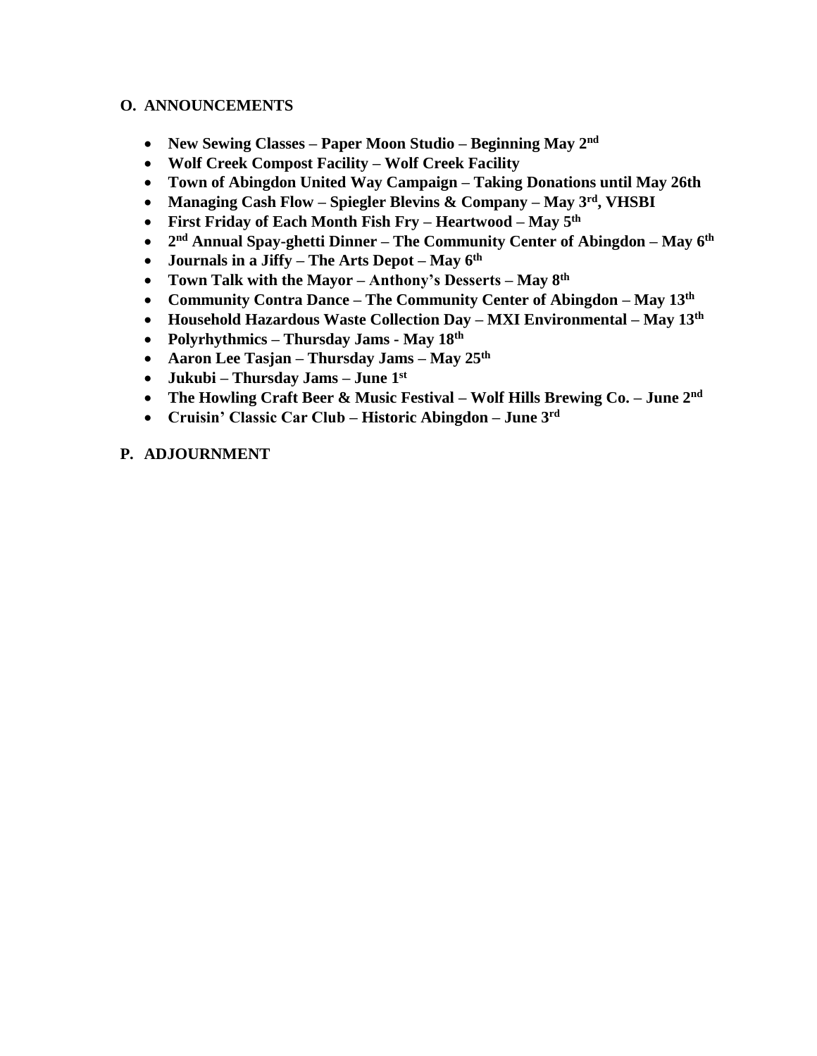## O. ANNOUNCEMENTS

- **New Sewing Classes – Paper Moon Studio – Beginning May 2nd**
- **Wolf Creek Compost Facility – Wolf Creek Facility**
- **Town of Abingdon United Way Campaign – Taking Donations until May 26th**
- **Managing Cash Flow – Spiegler Blevins & Company – May 3rd, VHSBI**
- **First Friday of Each Month Fish Fry – Heartwood – May 5th**
- **2nd Annual Spay-ghetti Dinner – The Community Center of Abingdon – May 6th**
- **Journals in a Jiffy – The Arts Depot – May 6th**
- **Town Talk with the Mayor – Anthony's Desserts – May 8th**
- **Community Contra Dance – The Community Center of Abingdon – May 13th**
- **Household Hazardous Waste Collection Day – MXI Environmental – May 13th**
- **Polyrhythmics – Thursday Jams - May 18th**
- **Aaron Lee Tasjan – Thursday Jams – May 25th**
- **Jukubi – Thursday Jams – June 1st**
- **The Howling Craft Beer & Music Festival – Wolf Hills Brewing Co. – June 2nd**
- **Cruisin' Classic Car Club – Historic Abingdon – June 3rd**

## P. ADJOURNMENT